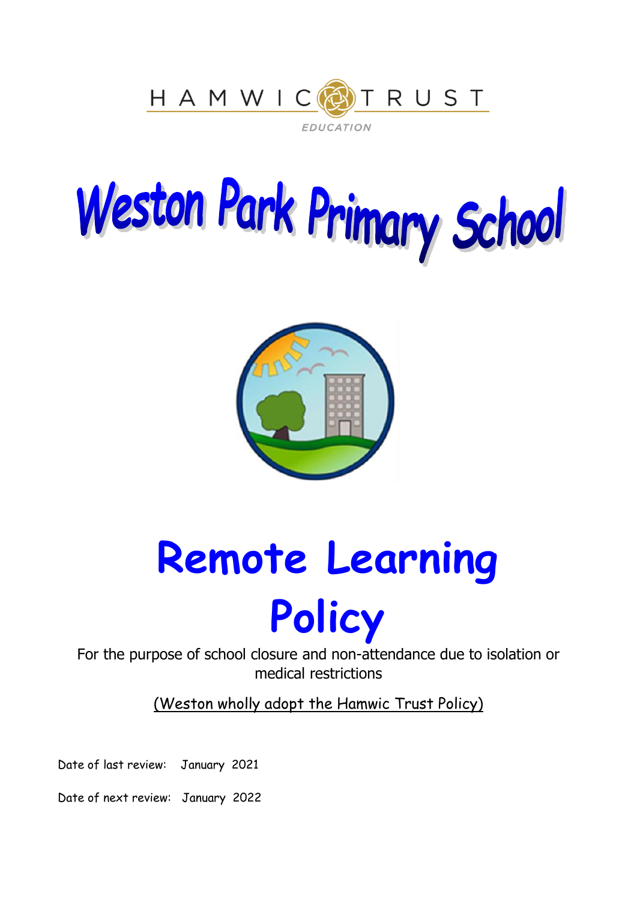HAMWIC TRUST

EDUCATION

# Weston Park Primary School

# Remote Learning Policy

For the purpose of school closure and non-attendance due to isolation or medical restrictions

(Weston wholly adopt the Hamwic Trust Policy)

Date of last review: January 2021

Date of next review: January 2022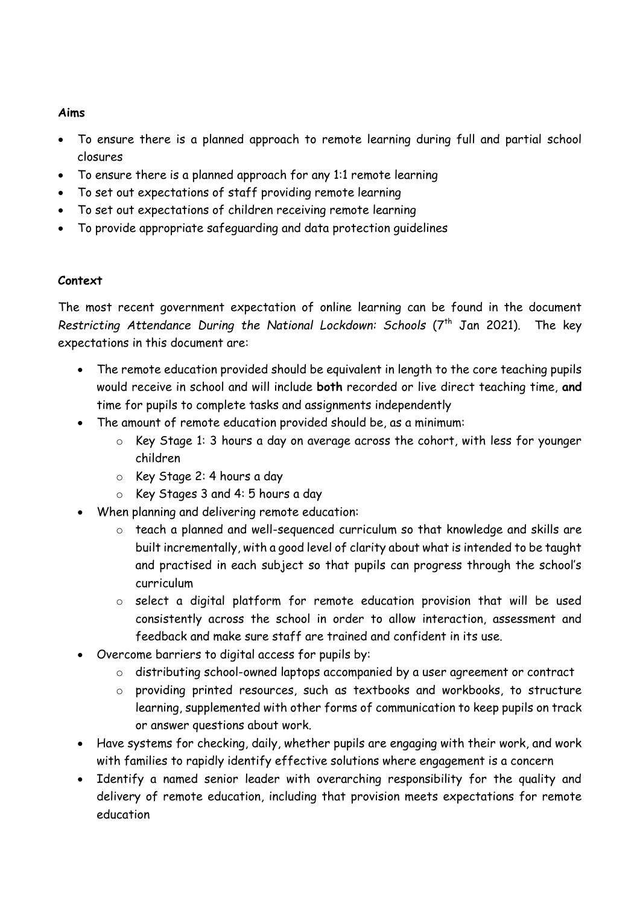**Aims**

- To ensure there is a planned approach to remote learning during full and partial school closures
- To ensure there is a planned approach for any 1:1 remote learning
- To set out expectations of staff providing remote learning
- To set out expectations of children receiving remote learning
- To provide appropriate safeguarding and data protection guidelines

**Context**

The most recent government expectation of online learning can be found in the document *Restricting Attendance During the National Lockdown: Schools* (7th Jan 2021). The key expectations in this document are:

- The remote education provided should be equivalent in length to the core teaching pupils would receive in school and will include **both** recorded or live direct teaching time, **and** time for pupils to complete tasks and assignments independently
- The amount of remote education provided should be, as a minimum:
    - Key Stage 1: 3 hours a day on average across the cohort, with less for younger children
    - Key Stage 2: 4 hours a day
    - Key Stages 3 and 4: 5 hours a day
- When planning and delivering remote education:
    - teach a planned and well-sequenced curriculum so that knowledge and skills are built incrementally, with a good level of clarity about what is intended to be taught and practised in each subject so that pupils can progress through the school's curriculum
    - select a digital platform for remote education provision that will be used consistently across the school in order to allow interaction, assessment and feedback and make sure staff are trained and confident in its use.
- Overcome barriers to digital access for pupils by:
    - distributing school-owned laptops accompanied by a user agreement or contract
    - providing printed resources, such as textbooks and workbooks, to structure learning, supplemented with other forms of communication to keep pupils on track or answer questions about work.
- Have systems for checking, daily, whether pupils are engaging with their work, and work with families to rapidly identify effective solutions where engagement is a concern
- Identify a named senior leader with overarching responsibility for the quality and delivery of remote education, including that provision meets expectations for remote education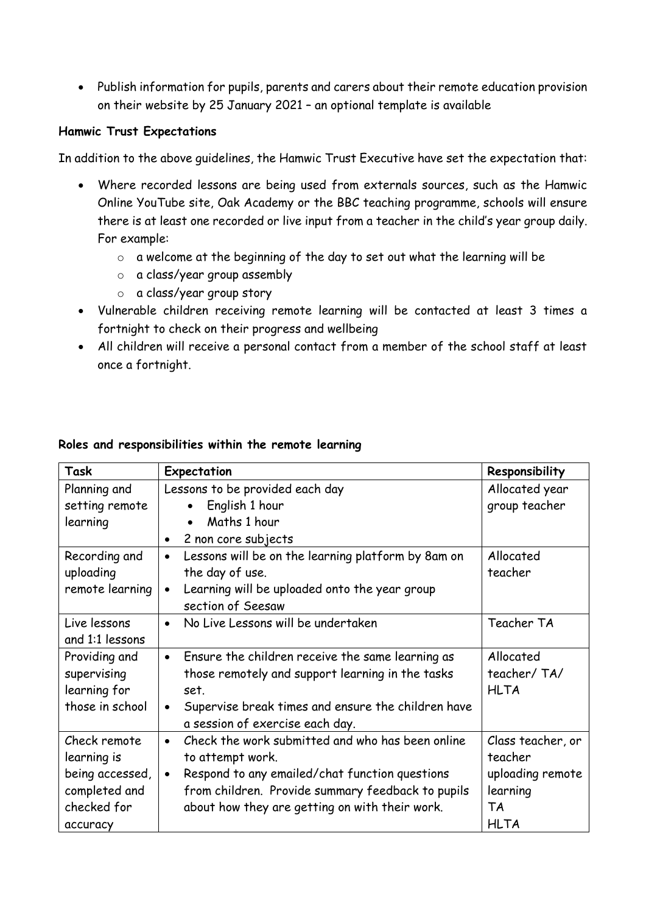- Publish information for pupils, parents and carers about their remote education provision on their website by 25 January 2021 – an optional template is available

**Hamwic Trust Expectations**

In addition to the above guidelines, the Hamwic Trust Executive have set the expectation that:

- Where recorded lessons are being used from externals sources, such as the Hamwic Online YouTube site, Oak Academy or the BBC teaching programme, schools will ensure there is at least one recorded or live input from a teacher in the child's year group daily. For example:
  - a welcome at the beginning of the day to set out what the learning will be
  - a class/year group assembly
  - a class/year group story
- Vulnerable children receiving remote learning will be contacted at least 3 times a fortnight to check on their progress and wellbeing
- All children will receive a personal contact from a member of the school staff at least once a fortnight.

**Roles and responsibilities within the remote learning**

| Task | Expectation | Responsibility |
|---|---|---|
| Planning and setting remote learning | Lessons to be provided each day<br>• English 1 hour<br>• Maths 1 hour<br>• 2 non core subjects | Allocated year group teacher |
| Recording and uploading remote learning | • Lessons will be on the learning platform by 8am on the day of use.<br>• Learning will be uploaded onto the year group section of Seesaw | Allocated teacher |
| Live lessons and 1:1 lessons | • No Live Lessons will be undertaken | Teacher TA |
| Providing and supervising learning for those in school | • Ensure the children receive the same learning as those remotely and support learning in the tasks set.<br>• Supervise break times and ensure the children have a session of exercise each day. | Allocated teacher/ TA/ HLTA |
| Check remote learning is being accessed, completed and checked for accuracy | • Check the work submitted and who has been online to attempt work.<br>• Respond to any emailed/chat function questions from children. Provide summary feedback to pupils about how they are getting on with their work. | Class teacher, or teacher uploading remote learning<br>TA<br>HLTA |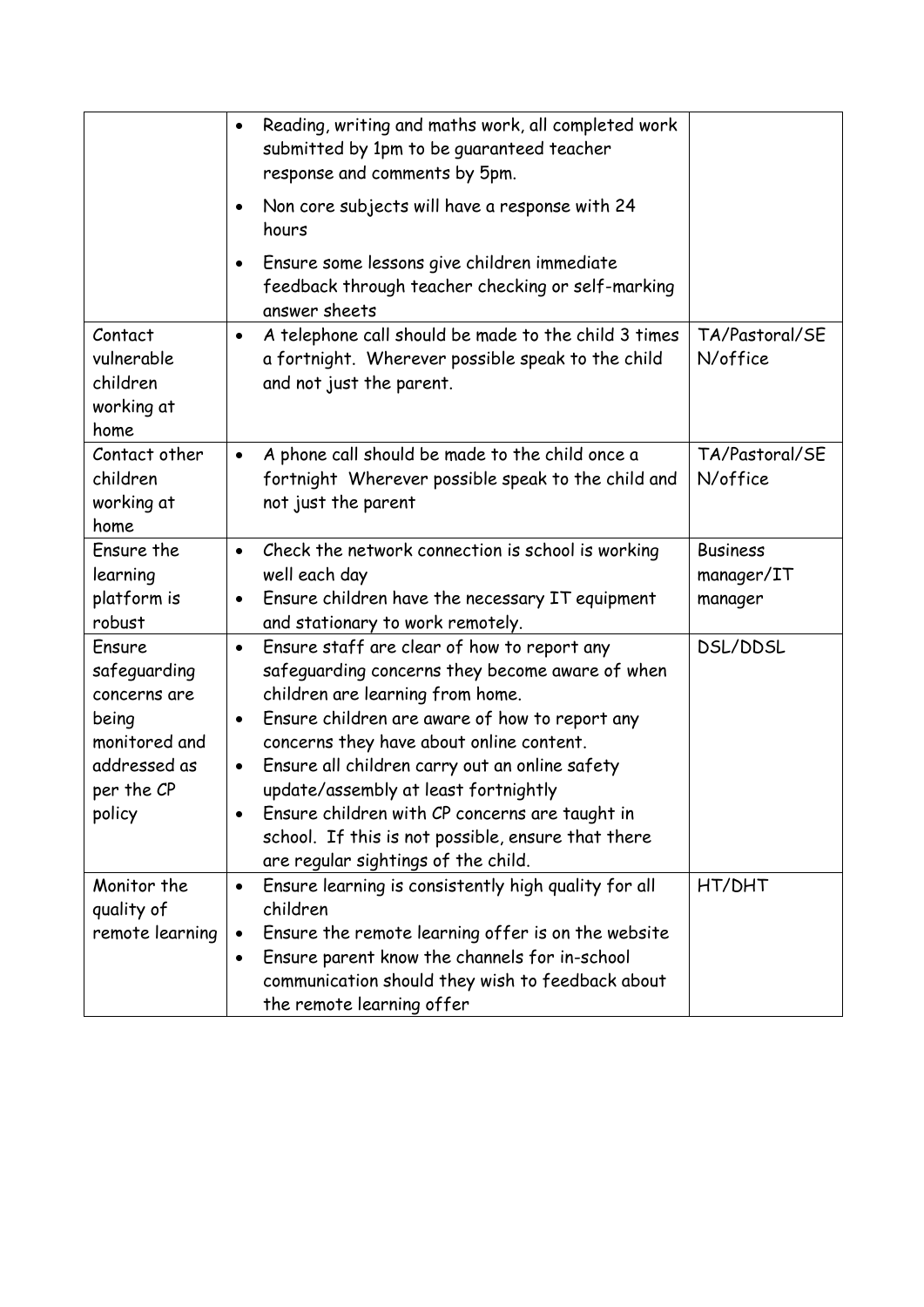| | | |
|---|---|---|
| | • Reading, writing and maths work, all completed work submitted by 1pm to be guaranteed teacher response and comments by 5pm.<br>• Non core subjects will have a response with 24 hours<br>• Ensure some lessons give children immediate feedback through teacher checking or self-marking answer sheets | |
| Contact vulnerable children working at home | • A telephone call should be made to the child 3 times a fortnight. Wherever possible speak to the child and not just the parent. | TA/Pastoral/SEN/office |
| Contact other children working at home | • A phone call should be made to the child once a fortnight Wherever possible speak to the child and not just the parent | TA/Pastoral/SEN/office |
| Ensure the learning platform is robust | • Check the network connection is school is working well each day<br>• Ensure children have the necessary IT equipment and stationary to work remotely. | Business manager/IT manager |
| Ensure safeguarding concerns are being monitored and addressed as per the CP policy | • Ensure staff are clear of how to report any safeguarding concerns they become aware of when children are learning from home.<br>• Ensure children are aware of how to report any concerns they have about online content.<br>• Ensure all children carry out an online safety update/assembly at least fortnightly<br>• Ensure children with CP concerns are taught in school. If this is not possible, ensure that there are regular sightings of the child. | DSL/DDSL |
| Monitor the quality of remote learning | • Ensure learning is consistently high quality for all children<br>• Ensure the remote learning offer is on the website<br>• Ensure parent know the channels for in-school communication should they wish to feedback about the remote learning offer | HT/DHT |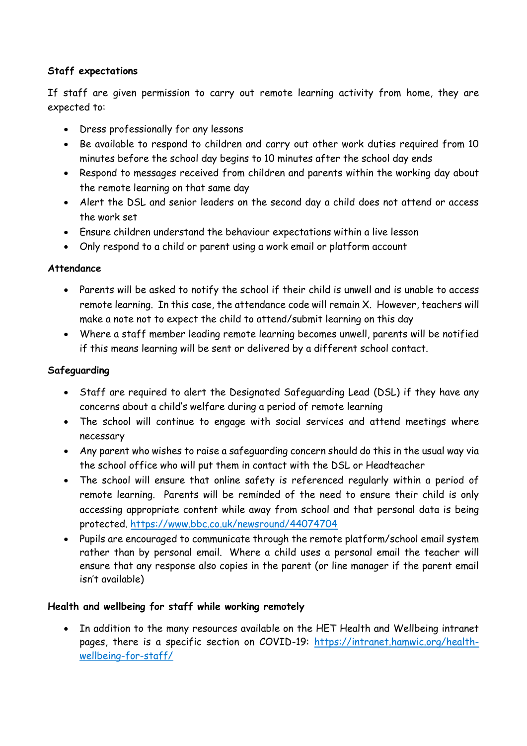**Staff expectations**

If staff are given permission to carry out remote learning activity from home, they are expected to:

- Dress professionally for any lessons
- Be available to respond to children and carry out other work duties required from 10 minutes before the school day begins to 10 minutes after the school day ends
- Respond to messages received from children and parents within the working day about the remote learning on that same day
- Alert the DSL and senior leaders on the second day a child does not attend or access the work set
- Ensure children understand the behaviour expectations within a live lesson
- Only respond to a child or parent using a work email or platform account

**Attendance**

- Parents will be asked to notify the school if their child is unwell and is unable to access remote learning. In this case, the attendance code will remain X. However, teachers will make a note not to expect the child to attend/submit learning on this day
- Where a staff member leading remote learning becomes unwell, parents will be notified if this means learning will be sent or delivered by a different school contact.

**Safeguarding**

- Staff are required to alert the Designated Safeguarding Lead (DSL) if they have any concerns about a child's welfare during a period of remote learning
- The school will continue to engage with social services and attend meetings where necessary
- Any parent who wishes to raise a safeguarding concern should do this in the usual way via the school office who will put them in contact with the DSL or Headteacher
- The school will ensure that online safety is referenced regularly within a period of remote learning. Parents will be reminded of the need to ensure their child is only accessing appropriate content while away from school and that personal data is being protected. https://www.bbc.co.uk/newsround/44074704
- Pupils are encouraged to communicate through the remote platform/school email system rather than by personal email. Where a child uses a personal email the teacher will ensure that any response also copies in the parent (or line manager if the parent email isn't available)

**Health and wellbeing for staff while working remotely**

- In addition to the many resources available on the HET Health and Wellbeing intranet pages, there is a specific section on COVID-19: https://intranet.hamwic.org/health-wellbeing-for-staff/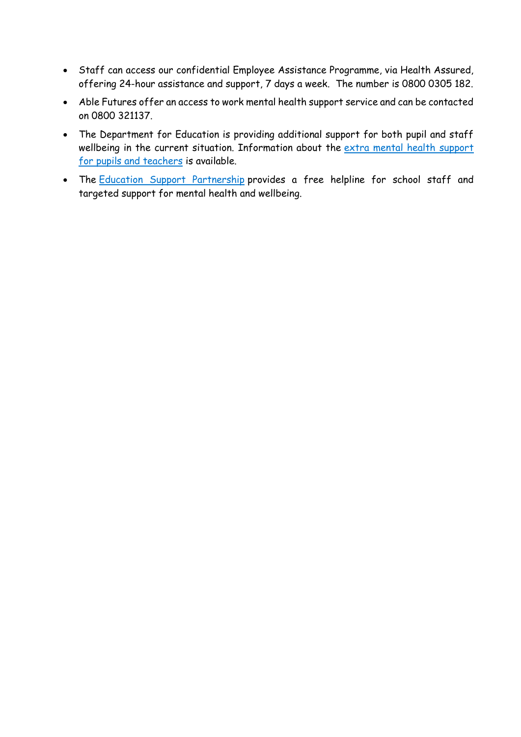- Staff can access our confidential Employee Assistance Programme, via Health Assured, offering 24-hour assistance and support, 7 days a week. The number is 0800 0305 182.
- Able Futures offer an access to work mental health support service and can be contacted on 0800 321137.
- The Department for Education is providing additional support for both pupil and staff wellbeing in the current situation. Information about the extra mental health support for pupils and teachers is available.
- The Education Support Partnership provides a free helpline for school staff and targeted support for mental health and wellbeing.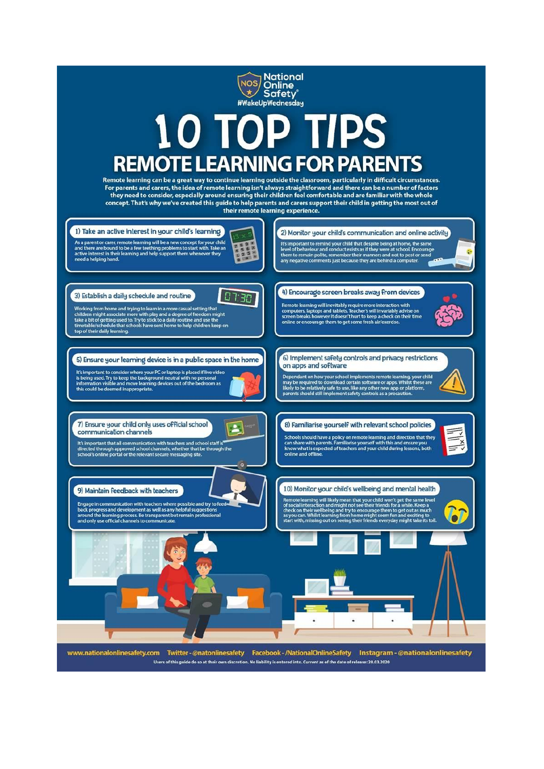National Online Safety

#WakeUpWednesday

# 10 TOP TIPS

## REMOTE LEARNING FOR PARENTS

Remote learning can be a great way to continue learning outside the classroom, particularly in difficult circumstances. For parents and carers, the idea of remote learning isn't always straightforward and there can be a number of factors they need to consider, especially around ensuring their children feel comfortable and are familiar with the whole concept. That's why we've created this guide to help parents and carers support their child in getting the most out of their remote learning experience.

### 1) Take an active interest in your child's learning

As a parent or carer, remote learning will be a new concept for your child and there are bound to be a few teething problems to start with. Take an active interest in their learning and help support them whenever they need a helping hand.

### 2) Monitor your child's communication and online activity

It's important to remind your child that despite being at home, the same level of behaviour and conduct exists as if they were at school. Encourage them to remain polite, remember their manners and not to post or send any negative comments just because they are behind a computer.

### 3) Establish a daily schedule and routine

Working from home and trying to learn in a more casual setting that children might associate more with play and a degree of freedom might take a bit of getting used to. Try to stick to a daily routine and use the timetable/schedule that schools have sent home to help children keep on top of their daily learning.

### 4) Encourage screen breaks away from devices

Remote learning will inevitably require more interaction with computers, laptops and tablets. Teacher's will invariably advise on screen breaks however it doesn't hurt to keep a check on their time online or encourage them to get some fresh air/exercise.

### 5) Ensure your learning device is in a public space in the home

It's important to consider where your PC or laptop is placed if live video is being used. Try to keep the background neutral with no personal information visible and move learning devices out of the bedroom as this could be deemed inappropriate.

### 6) Implement safety controls and privacy restrictions on apps and software

Dependant on how your school implements remote learning, your child may be required to download certain software or apps. Whilst these are likely to be relatively safe to use, like any other new app or platform, parents should still implement safety controls as a precaution.

### 7) Ensure your child only uses official school communication channels

It's important that all communication with teachers and school staff is directed through approved school channels, whether that be through the school's online portal or the relevant secure messaging site.

### 8) Familiarise yourself with relevant school policies

Schools should have a policy on remote learning and direction that they can share with parents. Familiarise yourself with this and ensure you know what is expected of teachers and your child during lessons, both online and offline.

### 9) Maintain feedback with teachers

Engage in communication with teachers where possible and try to feed back progress and development as well as any helpful suggestions around the learning process. Be transparent but remain professional and only use official channels to communicate.

### 10) Monitor your child's wellbeing and mental health

Remote learning will likely mean that your child won't get the same level of social interaction and might not see their friends for a while. Keep a check on their wellbeing and try to encourage them to get out as much as you can. Whilst learning from home might seem fun and exciting to start with, missing out on seeing their friends everyday might take its toll.

www.nationalonlinesafety.com Twitter - @natonlinesafety Facebook - /NationalOnlineSafety Instagram - @nationalonlinesafety

Users of this guide do so at their own discretion. No liability is entered into. Current as of the date of release: 20.03.2020